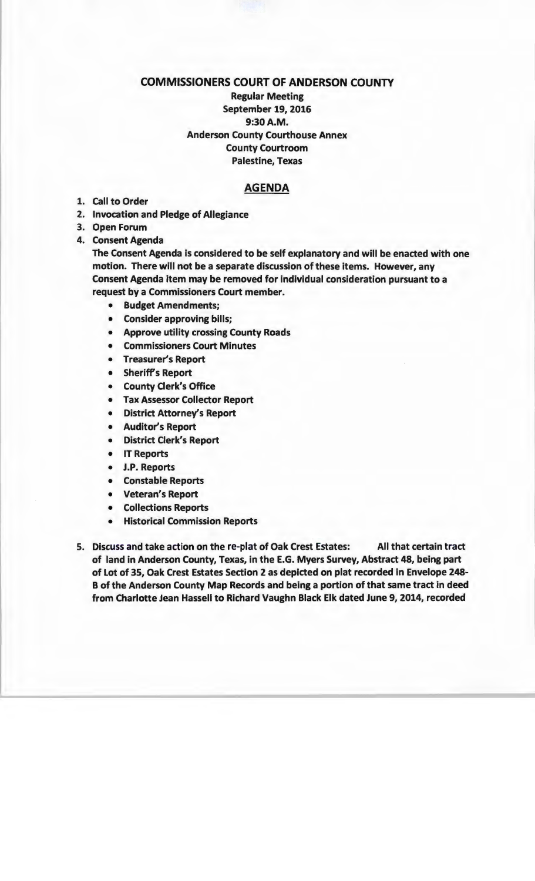# COMMISSIONERS COURT OF ANDERSON COUNTY

**Regular Meeting**
**September 19, 2016**
**9:30 A.M.**
**Anderson County Courthouse Annex**
**County Courtroom**
**Palestine, Texas**

## AGENDA

1. **Call to Order**
2. **Invocation and Pledge of Allegiance**
3. **Open Forum**
4. **Consent Agenda**
   **The Consent Agenda is considered to be self explanatory and will be enacted with one motion. There will not be a separate discussion of these items. However, any Consent Agenda item may be removed for individual consideration pursuant to a request by a Commissioners Court member.**
   - **Budget Amendments;**
   - **Consider approving bills;**
   - **Approve utility crossing County Roads**
   - **Commissioners Court Minutes**
   - **Treasurer's Report**
   - **Sheriff's Report**
   - **County Clerk's Office**
   - **Tax Assessor Collector Report**
   - **District Attorney's Report**
   - **Auditor's Report**
   - **District Clerk's Report**
   - **IT Reports**
   - **J.P. Reports**
   - **Constable Reports**
   - **Veteran's Report**
   - **Collections Reports**
   - **Historical Commission Reports**
5. **Discuss and take action on the re-plat of Oak Crest Estates: All that certain tract of land in Anderson County, Texas, in the E.G. Myers Survey, Abstract 48, being part of Lot of 35, Oak Crest Estates Section 2 as depicted on plat recorded in Envelope 248-B of the Anderson County Map Records and being a portion of that same tract in deed from Charlotte Jean Hassell to Richard Vaughn Black Elk dated June 9, 2014, recorded**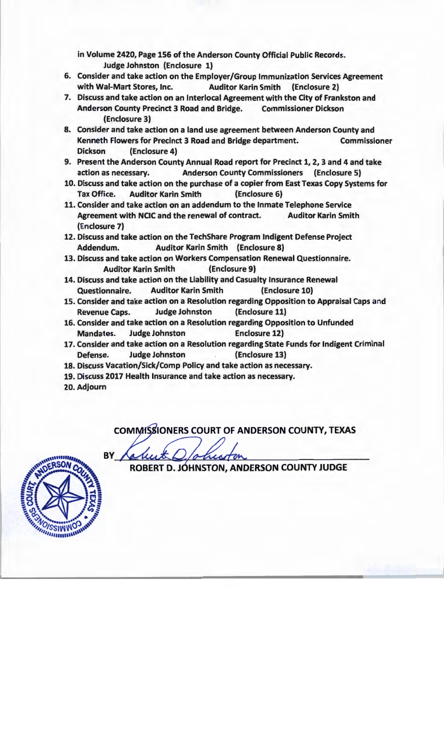**in Volume 2420, Page 156 of the Anderson County Official Public Records. Judge Johnston (Enclosure 1)**

6. **Consider and take action on the Employer/Group Immunization Services Agreement with Wal-Mart Stores, Inc. Auditor Karin Smith (Enclosure 2)**
7. **Discuss and take action on an Interlocal Agreement with the City of Frankston and Anderson County Precinct 3 Road and Bridge. Commissioner Dickson (Enclosure 3)**
8. **Consider and take action on a land use agreement between Anderson County and Kenneth Flowers for Precinct 3 Road and Bridge department. Commissioner Dickson (Enclosure 4)**
9. **Present the Anderson County Annual Road report for Precinct 1, 2, 3 and 4 and take action as necessary. Anderson County Commissioners (Enclosure 5)**
10. **Discuss and take action on the purchase of a copier from East Texas Copy Systems for Tax Office. Auditor Karin Smith (Enclosure 6)**
11. **Consider and take action on an addendum to the Inmate Telephone Service Agreement with NCIC and the renewal of contract. Auditor Karin Smith (Enclosure 7)**
12. **Discuss and take action on the TechShare Program Indigent Defense Project Addendum. Auditor Karin Smith (Enclosure 8)**
13. **Discuss and take action on Workers Compensation Renewal Questionnaire. Auditor Karin Smith (Enclosure 9)**
14. **Discuss and take action on the Liability and Casualty Insurance Renewal Questionnaire. Auditor Karin Smith (Enclosure 10)**
15. **Consider and take action on a Resolution regarding Opposition to Appraisal Caps and Revenue Caps. Judge Johnston (Enclosure 11)**
16. **Consider and take action on a Resolution regarding Opposition to Unfunded Mandates. Judge Johnston Enclosure 12)**
17. **Consider and take action on a Resolution regarding State Funds for Indigent Criminal Defense. Judge Johnston (Enclosure 13)**
18. **Discuss Vacation/Sick/Comp Policy and take action as necessary.**
19. **Discuss 2017 Health Insurance and take action as necessary.**
20. **Adjourn**

**COMMISSIONERS COURT OF ANDERSON COUNTY, TEXAS**

**BY** Robert D. Johnston

**ROBERT D. JOHNSTON, ANDERSON COUNTY JUDGE**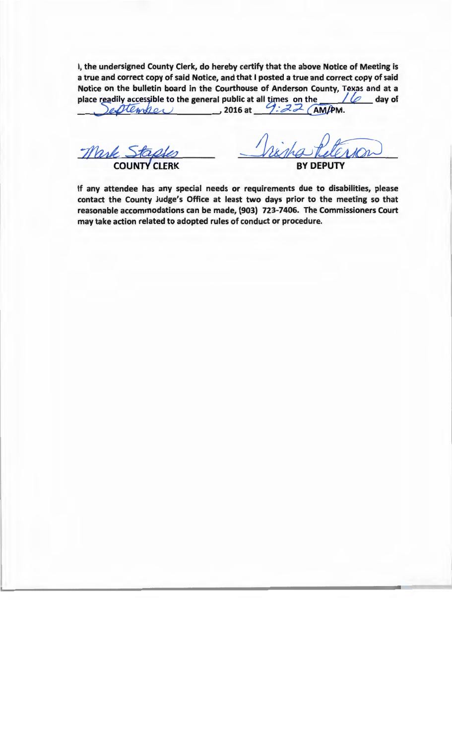**I, the undersigned County Clerk, do hereby certify that the above Notice of Meeting is a true and correct copy of said Notice, and that I posted a true and correct copy of said Notice on the bulletin board in the Courthouse of Anderson County, Texas and at a place readily accessible to the general public at all times on the 16 day of September, 2016 at 9:22 AM/PM.**

Mark Staples
**COUNTY CLERK**

Trisha Peterson
**BY DEPUTY**

**If any attendee has any special needs or requirements due to disabilities, please contact the County Judge's Office at least two days prior to the meeting so that reasonable accommodations can be made, (903) 723-7406. The Commissioners Court may take action related to adopted rules of conduct or procedure.**